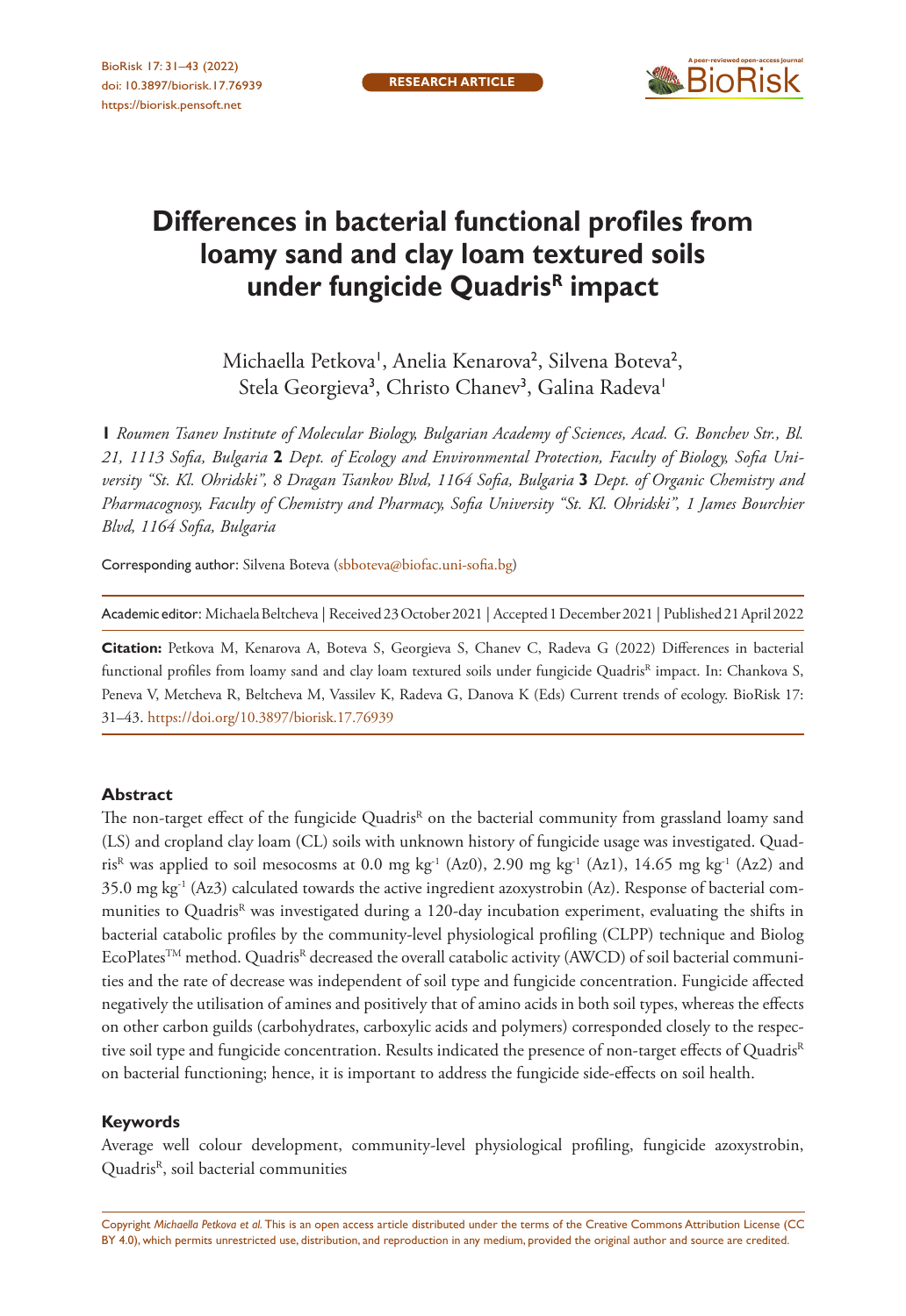RESEARCH ARTICLE

# Differences in bacterial functional profiles from loamy sand and clay loam textured soils under fungicide Quadris[R] impact

Michaella Petkova[1], Anelia Kenarova[2], Silvena Boteva[2], Stela Georgieva[3], Christo Chanev[3], Galina Radeva[1]

**1** *Roumen Tsanev Institute of Molecular Biology, Bulgarian Academy of Sciences, Acad. G. Bonchev Str., Bl. 21, 1113 Sofia, Bulgaria* **2** *Dept. of Ecology and Environmental Protection, Faculty of Biology, Sofia University "St. Kl. Ohridski", 8 Dragan Tsankov Blvd, 1164 Sofia, Bulgaria* **3** *Dept. of Organic Chemistry and Pharmacognosy, Faculty of Chemistry and Pharmacy, Sofia University "St. Kl. Ohridski", 1 James Bourchier Blvd, 1164 Sofia, Bulgaria*

Corresponding author: Silvena Boteva (sbboteva@biofac.uni-sofia.bg)

Academic editor: Michaela Beltcheva | Received 23 October 2021 | Accepted 1 December 2021 | Published 21 April 2022

**Citation:** Petkova M, Kenarova A, Boteva S, Georgieva S, Chanev C, Radeva G (2022) Differences in bacterial functional profiles from loamy sand and clay loam textured soils under fungicide Quadris[R] impact. In: Chankova S, Peneva V, Metcheva R, Beltcheva M, Vassilev K, Radeva G, Danova K (Eds) Current trends of ecology. BioRisk 17: 31–43. https://doi.org/10.3897/biorisk.17.76939

## Abstract

The non-target effect of the fungicide Quadris[R] on the bacterial community from grassland loamy sand (LS) and cropland clay loam (CL) soils with unknown history of fungicide usage was investigated. Quadris[R] was applied to soil mesocosms at 0.0 mg $kg^{-1}$ (Az0), 2.90 mg $kg^{-1}$ (Az1), 14.65 mg $kg^{-1}$ (Az2) and 35.0 mg $kg^{-1}$ (Az3) calculated towards the active ingredient azoxystrobin (Az). Response of bacterial communities to Quadris[R] was investigated during a 120-day incubation experiment, evaluating the shifts in bacterial catabolic profiles by the community-level physiological profiling (CLPP) technique and Biolog EcoPlates[TM] method. Quadris[R] decreased the overall catabolic activity (AWCD) of soil bacterial communities and the rate of decrease was independent of soil type and fungicide concentration. Fungicide affected negatively the utilisation of amines and positively that of amino acids in both soil types, whereas the effects on other carbon guilds (carbohydrates, carboxylic acids and polymers) corresponded closely to the respective soil type and fungicide concentration. Results indicated the presence of non-target effects of Quadris[R] on bacterial functioning; hence, it is important to address the fungicide side-effects on soil health.

## Keywords

Average well colour development, community-level physiological profiling, fungicide azoxystrobin, Quadris[R], soil bacterial communities

Copyright *Michaella Petkova et al.* This is an open access article distributed under the terms of the Creative Commons Attribution License (CC BY 4.0), which permits unrestricted use, distribution, and reproduction in any medium, provided the original author and source are credited.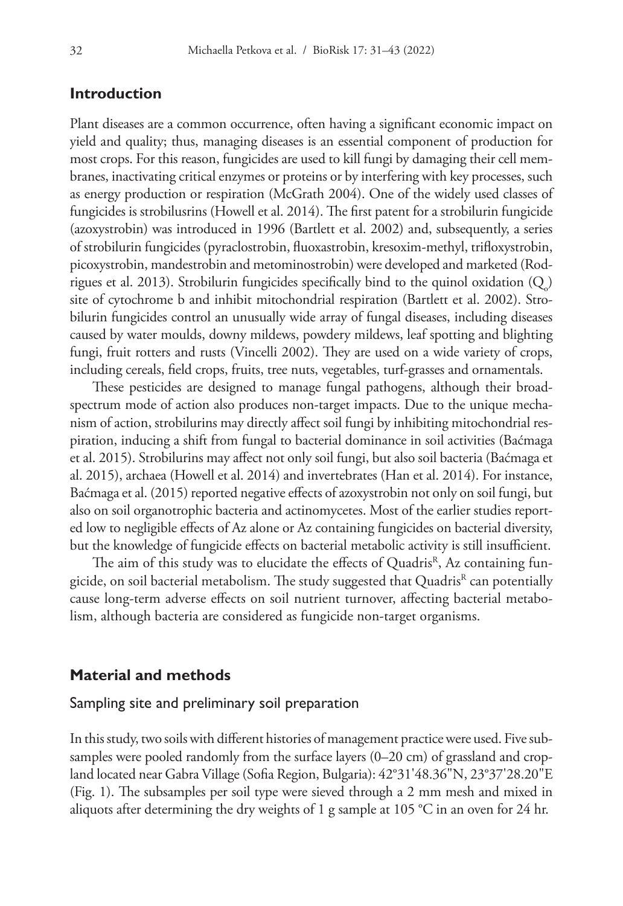## Introduction

Plant diseases are a common occurrence, often having a significant economic impact on yield and quality; thus, managing diseases is an essential component of production for most crops. For this reason, fungicides are used to kill fungi by damaging their cell membranes, inactivating critical enzymes or proteins or by interfering with key processes, such as energy production or respiration (McGrath 2004). One of the widely used classes of fungicides is strobilusrins (Howell et al. 2014). The first patent for a strobilurin fungicide (azoxystrobin) was introduced in 1996 (Bartlett et al. 2002) and, subsequently, a series of strobilurin fungicides (pyraclostrobin, fluoxastrobin, kresoxim-methyl, trifloxystrobin, picoxystrobin, mandestrobin and metominostrobin) were developed and marketed (Rodrigues et al. 2013). Strobilurin fungicides specifically bind to the quinol oxidation ($Q_o$) site of cytochrome b and inhibit mitochondrial respiration (Bartlett et al. 2002). Strobilurin fungicides control an unusually wide array of fungal diseases, including diseases caused by water moulds, downy mildews, powdery mildews, leaf spotting and blighting fungi, fruit rotters and rusts (Vincelli 2002). They are used on a wide variety of crops, including cereals, field crops, fruits, tree nuts, vegetables, turf-grasses and ornamentals.

These pesticides are designed to manage fungal pathogens, although their broad-spectrum mode of action also produces non-target impacts. Due to the unique mechanism of action, strobilurins may directly affect soil fungi by inhibiting mitochondrial respiration, inducing a shift from fungal to bacterial dominance in soil activities (Baćmaga et al. 2015). Strobilurins may affect not only soil fungi, but also soil bacteria (Baćmaga et al. 2015), archaea (Howell et al. 2014) and invertebrates (Han et al. 2014). For instance, Baćmaga et al. (2015) reported negative effects of azoxystrobin not only on soil fungi, but also on soil organotrophic bacteria and actinomycetes. Most of the earlier studies reported low to negligible effects of Az alone or Az containing fungicides on bacterial diversity, but the knowledge of fungicide effects on bacterial metabolic activity is still insufficient.

The aim of this study was to elucidate the effects of Quadris[R], Az containing fungicide, on soil bacterial metabolism. The study suggested that Quadris[R] can potentially cause long-term adverse effects on soil nutrient turnover, affecting bacterial metabolism, although bacteria are considered as fungicide non-target organisms.

## Material and methods

### Sampling site and preliminary soil preparation

In this study, two soils with different histories of management practice were used. Five subsamples were pooled randomly from the surface layers (0–20 cm) of grassland and cropland located near Gabra Village (Sofia Region, Bulgaria): 42°31'48.36"N, 23°37'28.20"E (Fig. 1). The subsamples per soil type were sieved through a 2 mm mesh and mixed in aliquots after determining the dry weights of 1 g sample at 105 °C in an oven for 24 hr.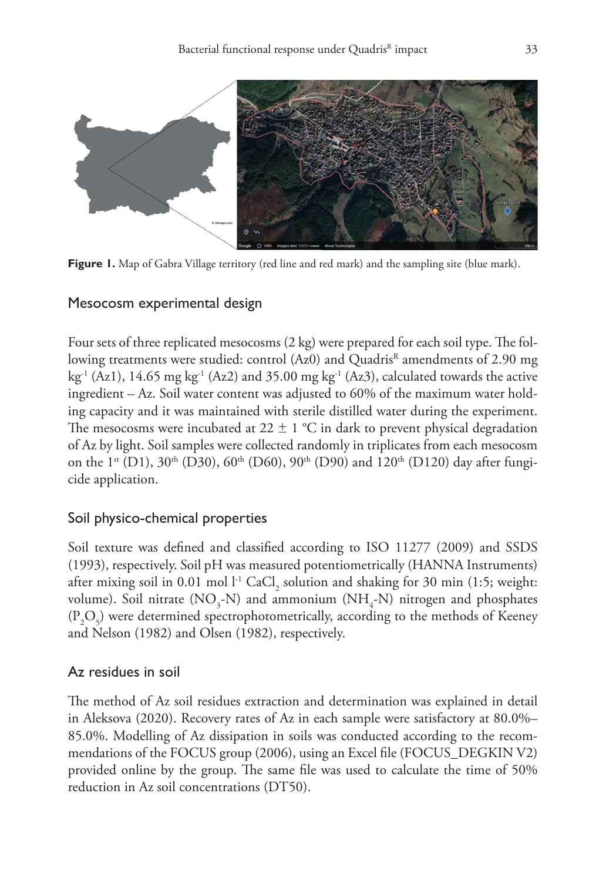**Figure 1.** Map of Gabra Village territory (red line and red mark) and the sampling site (blue mark).

## Mesocosm experimental design

Four sets of three replicated mesocosms (2 kg) were prepared for each soil type. The following treatments were studied: control (Az0) and Quadris[R] amendments of 2.90 mg $kg^{-1}$ (Az1), 14.65 mg $kg^{-1}$ (Az2) and 35.00 mg $kg^{-1}$ (Az3), calculated towards the active ingredient – Az. Soil water content was adjusted to 60% of the maximum water holding capacity and it was maintained with sterile distilled water during the experiment. The mesocosms were incubated at 22 ± 1 °C in dark to prevent physical degradation of Az by light. Soil samples were collected randomly in triplicates from each mesocosm on the 1$^{st}$ (D1), 30$^{th}$ (D30), 60$^{th}$ (D60), 90$^{th}$ (D90) and 120$^{th}$ (D120) day after fungicide application.

## Soil physico-chemical properties

Soil texture was defined and classified according to ISO 11277 (2009) and SSDS (1993), respectively. Soil pH was measured potentiometrically (HANNA Instruments) after mixing soil in 0.01 mol $l^{-1}$ $CaCl_2$ solution and shaking for 30 min (1:5; weight: volume). Soil nitrate ($NO_3$-N) and ammonium ($NH_4$-N) nitrogen and phosphates ($P_2O_5$) were determined spectrophotometrically, according to the methods of Keeney and Nelson (1982) and Olsen (1982), respectively.

## Az residues in soil

The method of Az soil residues extraction and determination was explained in detail in Aleksova (2020). Recovery rates of Az in each sample were satisfactory at 80.0%–85.0%. Modelling of Az dissipation in soils was conducted according to the recommendations of the FOCUS group (2006), using an Excel file (FOCUS_DEGKIN V2) provided online by the group. The same file was used to calculate the time of 50% reduction in Az soil concentrations (DT50).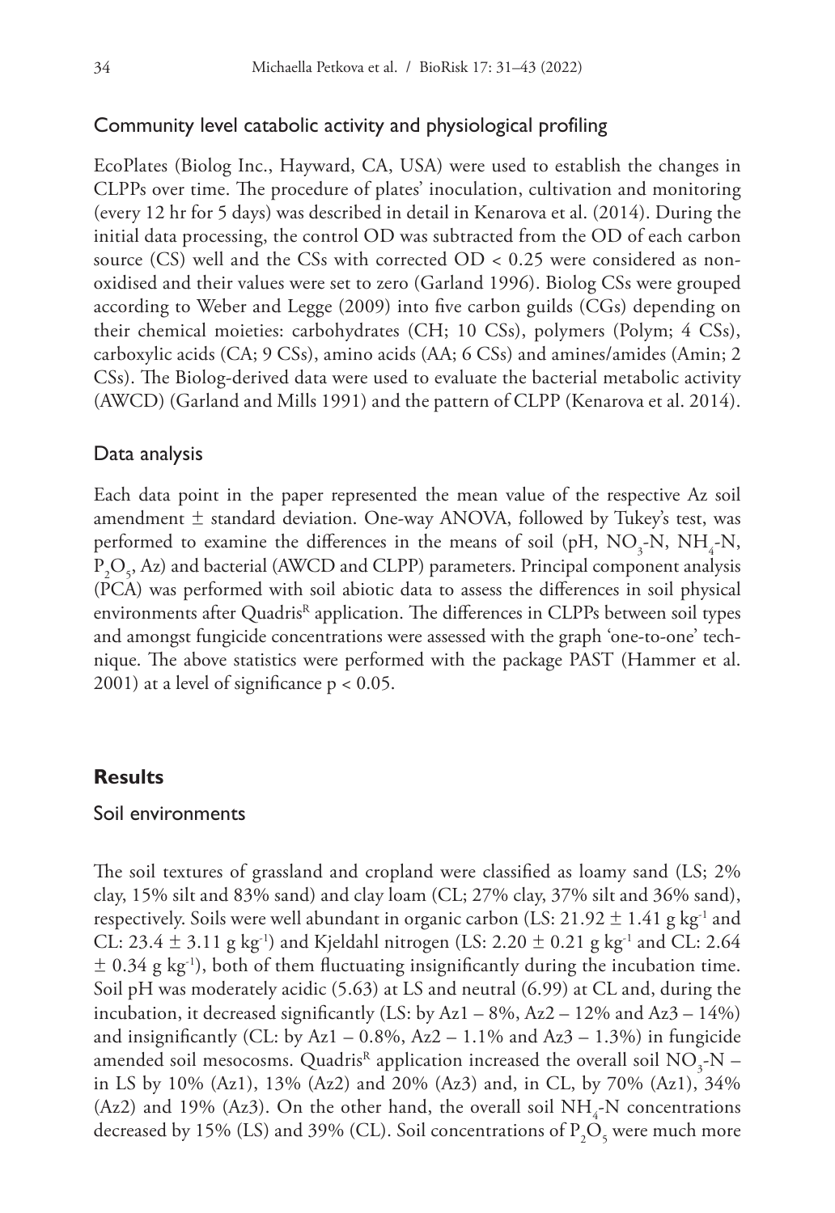### Community level catabolic activity and physiological profiling

EcoPlates (Biolog Inc., Hayward, CA, USA) were used to establish the changes in CLPPs over time. The procedure of plates' inoculation, cultivation and monitoring (every 12 hr for 5 days) was described in detail in Kenarova et al. (2014). During the initial data processing, the control OD was subtracted from the OD of each carbon source (CS) well and the CSs with corrected OD < 0.25 were considered as non-oxidised and their values were set to zero (Garland 1996). Biolog CSs were grouped according to Weber and Legge (2009) into five carbon guilds (CGs) depending on their chemical moieties: carbohydrates (CH; 10 CSs), polymers (Polym; 4 CSs), carboxylic acids (CA; 9 CSs), amino acids (AA; 6 CSs) and amines/amides (Amin; 2 CSs). The Biolog-derived data were used to evaluate the bacterial metabolic activity (AWCD) (Garland and Mills 1991) and the pattern of CLPP (Kenarova et al. 2014).

### Data analysis

Each data point in the paper represented the mean value of the respective Az soil amendment ± standard deviation. One-way ANOVA, followed by Tukey's test, was performed to examine the differences in the means of soil (pH, $NO_3$-N, $NH_4$-N, $P_2O_5$, Az) and bacterial (AWCD and CLPP) parameters. Principal component analysis (PCA) was performed with soil abiotic data to assess the differences in soil physical environments after Quadris[R] application. The differences in CLPPs between soil types and amongst fungicide concentrations were assessed with the graph 'one-to-one' technique. The above statistics were performed with the package PAST (Hammer et al. 2001) at a level of significance $p < 0.05$.

## Results

### Soil environments

The soil textures of grassland and cropland were classified as loamy sand (LS; 2% clay, 15% silt and 83% sand) and clay loam (CL; 27% clay, 37% silt and 36% sand), respectively. Soils were well abundant in organic carbon (LS: 21.92 ± 1.41 g $kg^{-1}$ and CL: 23.4 ± 3.11 g $kg^{-1}$) and Kjeldahl nitrogen (LS: 2.20 ± 0.21 g $kg^{-1}$ and CL: 2.64 ± 0.34 g $kg^{-1}$), both of them fluctuating insignificantly during the incubation time. Soil pH was moderately acidic (5.63) at LS and neutral (6.99) at CL and, during the incubation, it decreased significantly (LS: by Az1 – 8%, Az2 – 12% and Az3 – 14%) and insignificantly (CL: by Az1 – 0.8%, Az2 – 1.1% and Az3 – 1.3%) in fungicide amended soil mesocosms. Quadris[R] application increased the overall soil $NO_3$-N – in LS by 10% (Az1), 13% (Az2) and 20% (Az3) and, in CL, by 70% (Az1), 34% (Az2) and 19% (Az3). On the other hand, the overall soil $NH_4$-N concentrations decreased by 15% (LS) and 39% (CL). Soil concentrations of $P_2O_5$ were much more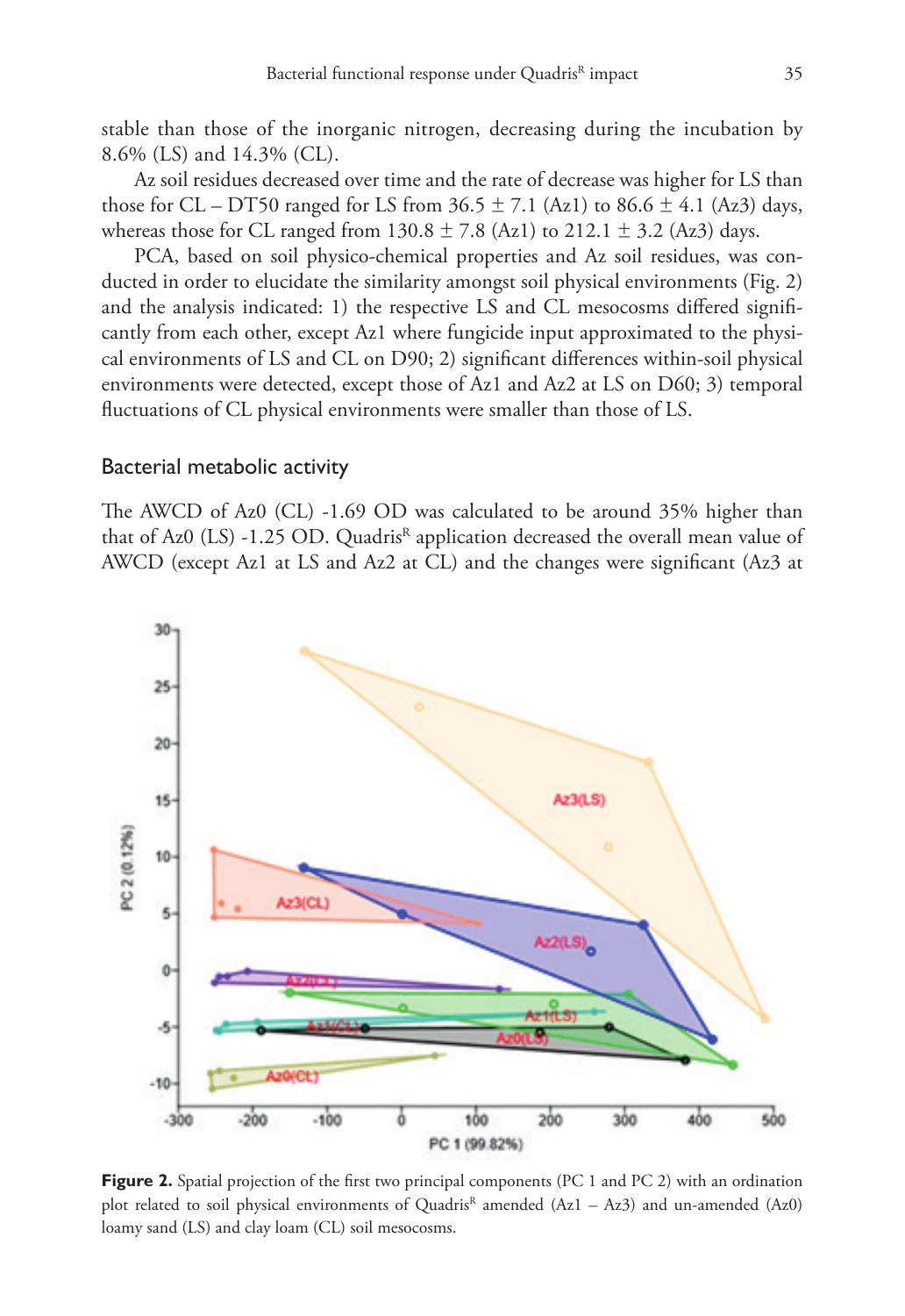stable than those of the inorganic nitrogen, decreasing during the incubation by 8.6% (LS) and 14.3% (CL).

Az soil residues decreased over time and the rate of decrease was higher for LS than those for CL – DT50 ranged for LS from 36.5 ± 7.1 (Az1) to 86.6 ± 4.1 (Az3) days, whereas those for CL ranged from 130.8 ± 7.8 (Az1) to 212.1 ± 3.2 (Az3) days.

PCA, based on soil physico-chemical properties and Az soil residues, was conducted in order to elucidate the similarity amongst soil physical environments (Fig. 2) and the analysis indicated: 1) the respective LS and CL mesocosms differed significantly from each other, except Az1 where fungicide input approximated to the physical environments of LS and CL on D90; 2) significant differences within-soil physical environments were detected, except those of Az1 and Az2 at LS on D60; 3) temporal fluctuations of CL physical environments were smaller than those of LS.

## Bacterial metabolic activity

The AWCD of Az0 (CL) -1.69 OD was calculated to be around 35% higher than that of Az0 (LS) -1.25 OD. Quadris[R] application decreased the overall mean value of AWCD (except Az1 at LS and Az2 at CL) and the changes were significant (Az3 at

**Figure 2.** Spatial projection of the first two principal components (PC 1 and PC 2) with an ordination plot related to soil physical environments of Quadris[R] amended (Az1 – Az3) and un-amended (Az0) loamy sand (LS) and clay loam (CL) soil mesocosms.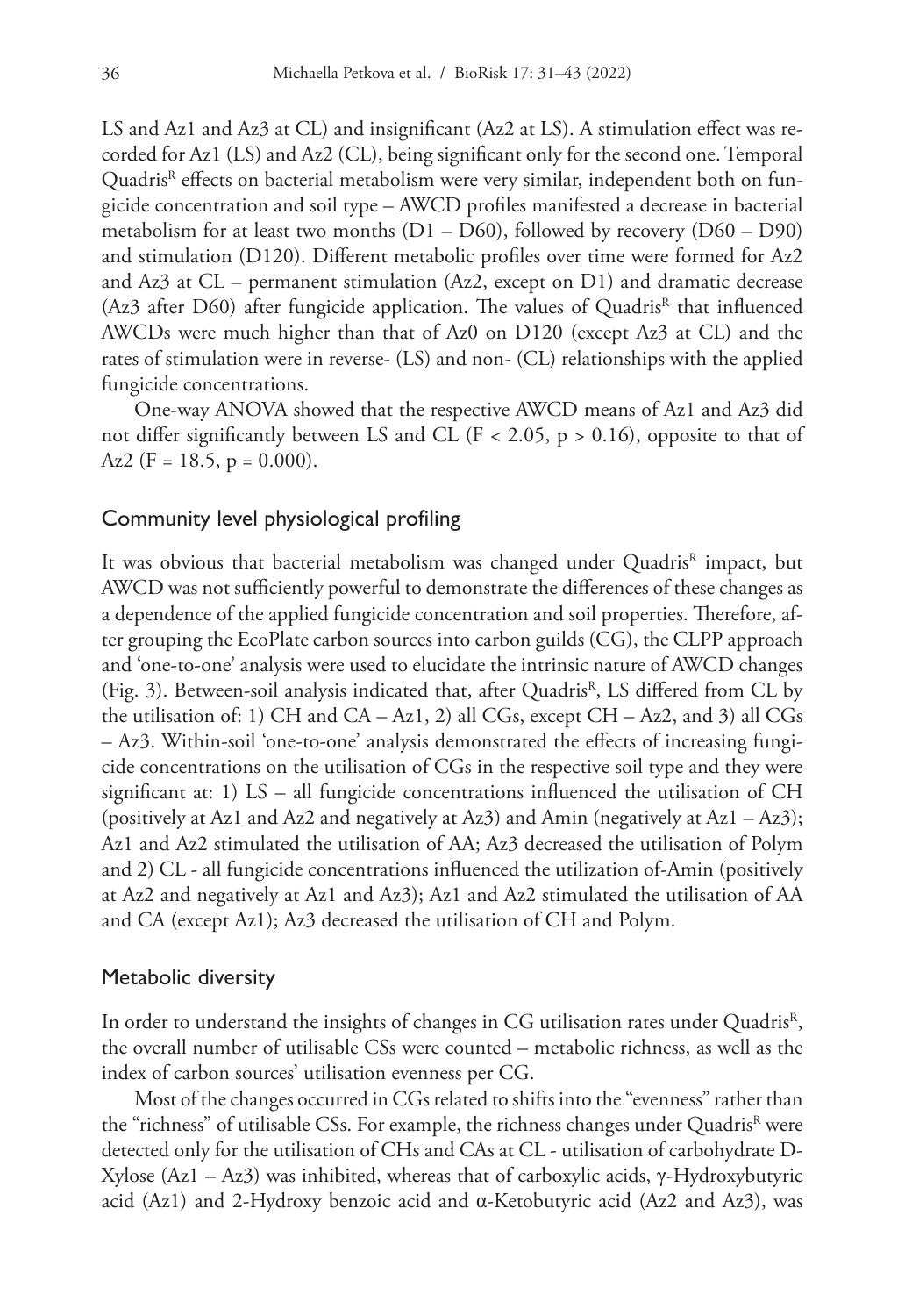LS and Az1 and Az3 at CL) and insignificant (Az2 at LS). A stimulation effect was recorded for Az1 (LS) and Az2 (CL), being significant only for the second one. Temporal Quadris[R] effects on bacterial metabolism were very similar, independent both on fungicide concentration and soil type – AWCD profiles manifested a decrease in bacterial metabolism for at least two months (D1 – D60), followed by recovery (D60 – D90) and stimulation (D120). Different metabolic profiles over time were formed for Az2 and Az3 at CL – permanent stimulation (Az2, except on D1) and dramatic decrease (Az3 after D60) after fungicide application. The values of Quadris[R] that influenced AWCDs were much higher than that of Az0 on D120 (except Az3 at CL) and the rates of stimulation were in reverse- (LS) and non- (CL) relationships with the applied fungicide concentrations.

One-way ANOVA showed that the respective AWCD means of Az1 and Az3 did not differ significantly between LS and CL ($F < 2.05$, $p > 0.16$), opposite to that of Az2 ($F = 18.5$, $p = 0.000$).

## Community level physiological profiling

It was obvious that bacterial metabolism was changed under Quadris[R] impact, but AWCD was not sufficiently powerful to demonstrate the differences of these changes as a dependence of the applied fungicide concentration and soil properties. Therefore, after grouping the EcoPlate carbon sources into carbon guilds (CG), the CLPP approach and 'one-to-one' analysis were used to elucidate the intrinsic nature of AWCD changes (Fig. 3). Between-soil analysis indicated that, after Quadris[R], LS differed from CL by the utilisation of: 1) CH and CA – Az1, 2) all CGs, except CH – Az2, and 3) all CGs – Az3. Within-soil 'one-to-one' analysis demonstrated the effects of increasing fungicide concentrations on the utilisation of CGs in the respective soil type and they were significant at: 1) LS – all fungicide concentrations influenced the utilisation of CH (positively at Az1 and Az2 and negatively at Az3) and Amin (negatively at Az1 – Az3); Az1 and Az2 stimulated the utilisation of AA; Az3 decreased the utilisation of Polym and 2) CL - all fungicide concentrations influenced the utilization of-Amin (positively at Az2 and negatively at Az1 and Az3); Az1 and Az2 stimulated the utilisation of AA and CA (except Az1); Az3 decreased the utilisation of CH and Polym.

## Metabolic diversity

In order to understand the insights of changes in CG utilisation rates under Quadris[R], the overall number of utilisable CSs were counted – metabolic richness, as well as the index of carbon sources' utilisation evenness per CG.

Most of the changes occurred in CGs related to shifts into the "evenness" rather than the "richness" of utilisable CSs. For example, the richness changes under Quadris[R] were detected only for the utilisation of CHs and CAs at CL - utilisation of carbohydrate D-Xylose (Az1 – Az3) was inhibited, whereas that of carboxylic acids, γ-Hydroxybutyric acid (Az1) and 2-Hydroxy benzoic acid and α-Ketobutyric acid (Az2 and Az3), was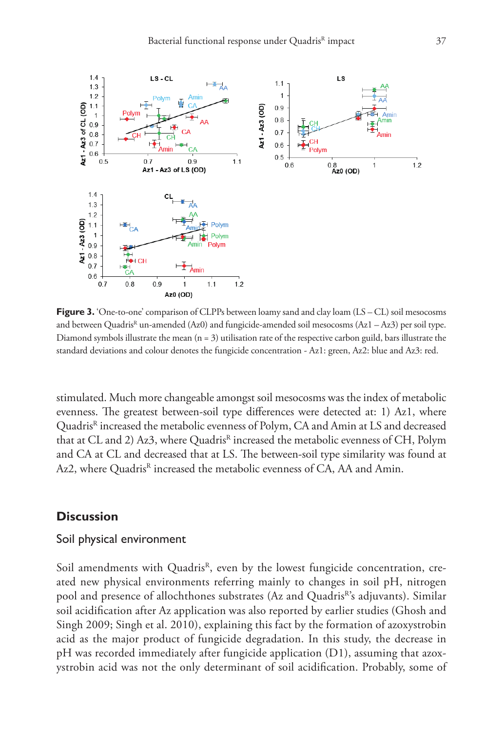**Figure 3.** 'One-to-one' comparison of CLPPs between loamy sand and clay loam (LS – CL) soil mesocosms and between Quadris[R] un-amended (Az0) and fungicide-amended soil mesocosms (Az1 – Az3) per soil type. Diamond symbols illustrate the mean (n = 3) utilisation rate of the respective carbon guild, bars illustrate the standard deviations and colour denotes the fungicide concentration - Az1: green, Az2: blue and Az3: red.

stimulated. Much more changeable amongst soil mesocosms was the index of metabolic evenness. The greatest between-soil type differences were detected at: 1) Az1, where Quadris[R] increased the metabolic evenness of Polym, CA and Amin at LS and decreased that at CL and 2) Az3, where Quadris[R] increased the metabolic evenness of CH, Polym and CA at CL and decreased that at LS. The between-soil type similarity was found at Az2, where Quadris[R] increased the metabolic evenness of CA, AA and Amin.

## Discussion

### Soil physical environment

Soil amendments with Quadris[R], even by the lowest fungicide concentration, created new physical environments referring mainly to changes in soil pH, nitrogen pool and presence of allochthones substrates (Az and Quadris[R]'s adjuvants). Similar soil acidification after Az application was also reported by earlier studies (Ghosh and Singh 2009; Singh et al. 2010), explaining this fact by the formation of azoxystrobin acid as the major product of fungicide degradation. In this study, the decrease in pH was recorded immediately after fungicide application (D1), assuming that azoxystrobin acid was not the only determinant of soil acidification. Probably, some of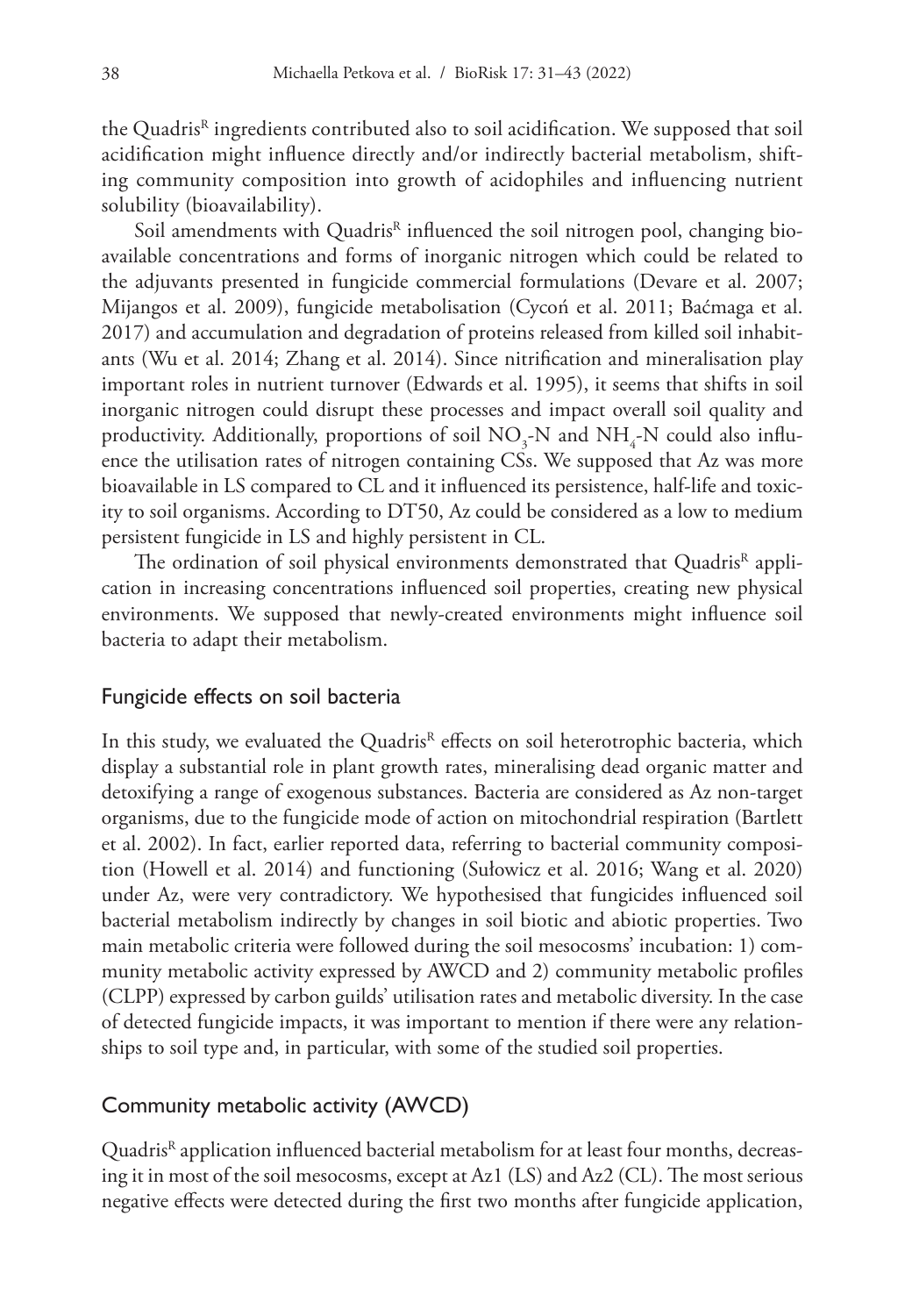the Quadris$^{R}$ ingredients contributed also to soil acidification. We supposed that soil acidification might influence directly and/or indirectly bacterial metabolism, shifting community composition into growth of acidophiles and influencing nutrient solubility (bioavailability).

Soil amendments with Quadris$^{R}$ influenced the soil nitrogen pool, changing bioavailable concentrations and forms of inorganic nitrogen which could be related to the adjuvants presented in fungicide commercial formulations (Devare et al. 2007; Mijangos et al. 2009), fungicide metabolisation (Cycoń et al. 2011; Baćmaga et al. 2017) and accumulation and degradation of proteins released from killed soil inhabitants (Wu et al. 2014; Zhang et al. 2014). Since nitrification and mineralisation play important roles in nutrient turnover (Edwards et al. 1995), it seems that shifts in soil inorganic nitrogen could disrupt these processes and impact overall soil quality and productivity. Additionally, proportions of soil $NO_3$-N and $NH_4$-N could also influence the utilisation rates of nitrogen containing CSs. We supposed that Az was more bioavailable in LS compared to CL and it influenced its persistence, half-life and toxicity to soil organisms. According to DT50, Az could be considered as a low to medium persistent fungicide in LS and highly persistent in CL.

The ordination of soil physical environments demonstrated that Quadris$^{R}$ application in increasing concentrations influenced soil properties, creating new physical environments. We supposed that newly-created environments might influence soil bacteria to adapt their metabolism.

## Fungicide effects on soil bacteria

In this study, we evaluated the Quadris$^{R}$ effects on soil heterotrophic bacteria, which display a substantial role in plant growth rates, mineralising dead organic matter and detoxifying a range of exogenous substances. Bacteria are considered as Az non-target organisms, due to the fungicide mode of action on mitochondrial respiration (Bartlett et al. 2002). In fact, earlier reported data, referring to bacterial community composition (Howell et al. 2014) and functioning (Sułowicz et al. 2016; Wang et al. 2020) under Az, were very contradictory. We hypothesised that fungicides influenced soil bacterial metabolism indirectly by changes in soil biotic and abiotic properties. Two main metabolic criteria were followed during the soil mesocosms' incubation: 1) community metabolic activity expressed by AWCD and 2) community metabolic profiles (CLPP) expressed by carbon guilds' utilisation rates and metabolic diversity. In the case of detected fungicide impacts, it was important to mention if there were any relationships to soil type and, in particular, with some of the studied soil properties.

## Community metabolic activity (AWCD)

Quadris$^{R}$ application influenced bacterial metabolism for at least four months, decreasing it in most of the soil mesocosms, except at Az1 (LS) and Az2 (CL). The most serious negative effects were detected during the first two months after fungicide application,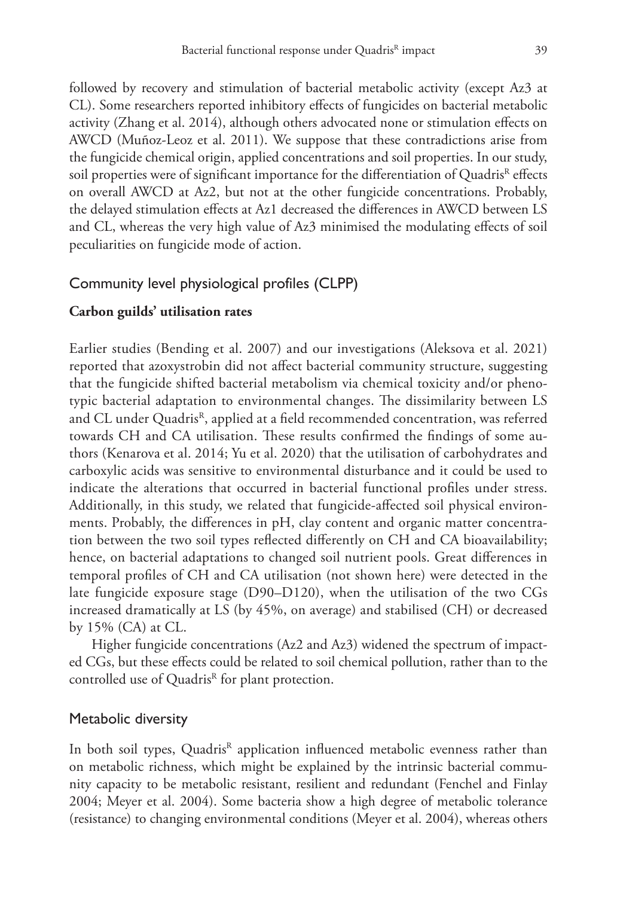followed by recovery and stimulation of bacterial metabolic activity (except Az3 at CL). Some researchers reported inhibitory effects of fungicides on bacterial metabolic activity (Zhang et al. 2014), although others advocated none or stimulation effects on AWCD (Muñoz-Leoz et al. 2011). We suppose that these contradictions arise from the fungicide chemical origin, applied concentrations and soil properties. In our study, soil properties were of significant importance for the differentiation of Quadris[R] effects on overall AWCD at Az2, but not at the other fungicide concentrations. Probably, the delayed stimulation effects at Az1 decreased the differences in AWCD between LS and CL, whereas the very high value of Az3 minimised the modulating effects of soil peculiarities on fungicide mode of action.

## Community level physiological profiles (CLPP)

### Carbon guilds' utilisation rates

Earlier studies (Bending et al. 2007) and our investigations (Aleksova et al. 2021) reported that azoxystrobin did not affect bacterial community structure, suggesting that the fungicide shifted bacterial metabolism via chemical toxicity and/or phenotypic bacterial adaptation to environmental changes. The dissimilarity between LS and CL under Quadris[R], applied at a field recommended concentration, was referred towards CH and CA utilisation. These results confirmed the findings of some authors (Kenarova et al. 2014; Yu et al. 2020) that the utilisation of carbohydrates and carboxylic acids was sensitive to environmental disturbance and it could be used to indicate the alterations that occurred in bacterial functional profiles under stress. Additionally, in this study, we related that fungicide-affected soil physical environments. Probably, the differences in pH, clay content and organic matter concentration between the two soil types reflected differently on CH and CA bioavailability; hence, on bacterial adaptations to changed soil nutrient pools. Great differences in temporal profiles of CH and CA utilisation (not shown here) were detected in the late fungicide exposure stage (D90–D120), when the utilisation of the two CGs increased dramatically at LS (by 45%, on average) and stabilised (CH) or decreased by 15% (CA) at CL.

Higher fungicide concentrations (Az2 and Az3) widened the spectrum of impacted CGs, but these effects could be related to soil chemical pollution, rather than to the controlled use of Quadris[R] for plant protection.

## Metabolic diversity

In both soil types, Quadris[R] application influenced metabolic evenness rather than on metabolic richness, which might be explained by the intrinsic bacterial community capacity to be metabolic resistant, resilient and redundant (Fenchel and Finlay 2004; Meyer et al. 2004). Some bacteria show a high degree of metabolic tolerance (resistance) to changing environmental conditions (Meyer et al. 2004), whereas others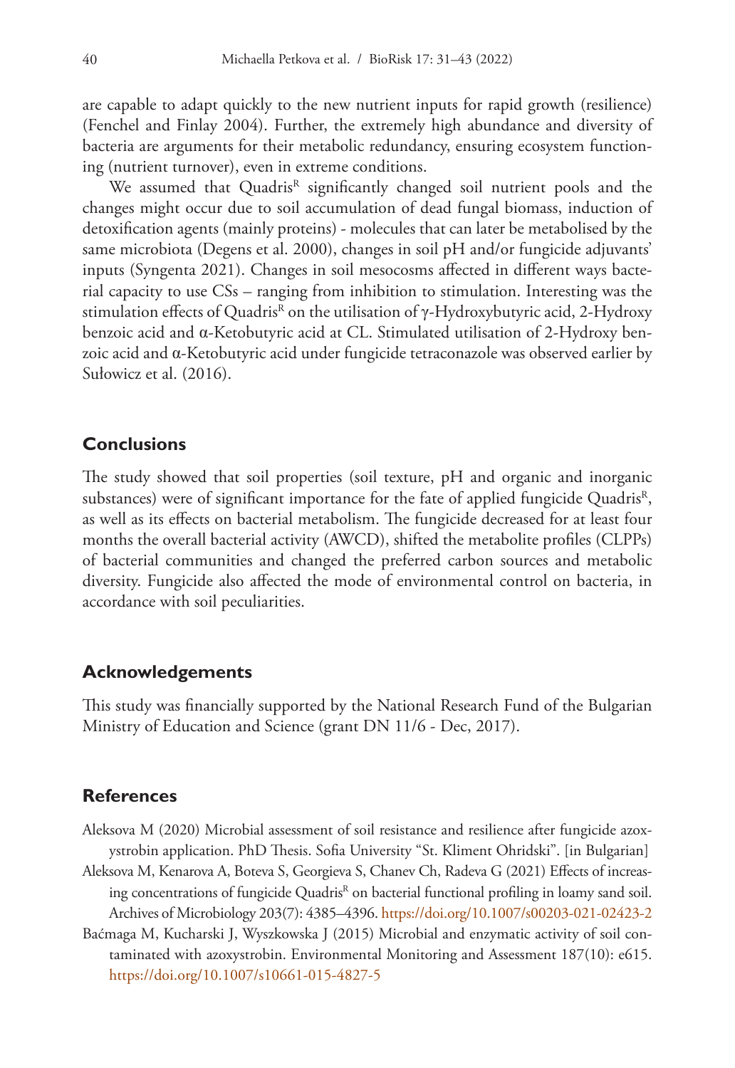are capable to adapt quickly to the new nutrient inputs for rapid growth (resilience) (Fenchel and Finlay 2004). Further, the extremely high abundance and diversity of bacteria are arguments for their metabolic redundancy, ensuring ecosystem functioning (nutrient turnover), even in extreme conditions.

We assumed that Quadris[R] significantly changed soil nutrient pools and the changes might occur due to soil accumulation of dead fungal biomass, induction of detoxification agents (mainly proteins) - molecules that can later be metabolised by the same microbiota (Degens et al. 2000), changes in soil pH and/or fungicide adjuvants' inputs (Syngenta 2021). Changes in soil mesocosms affected in different ways bacterial capacity to use CSs – ranging from inhibition to stimulation. Interesting was the stimulation effects of Quadris[R] on the utilisation of γ-Hydroxybutyric acid, 2-Hydroxy benzoic acid and α-Ketobutyric acid at CL. Stimulated utilisation of 2-Hydroxy benzoic acid and α-Ketobutyric acid under fungicide tetraconazole was observed earlier by Sułowicz et al. (2016).

## Conclusions

The study showed that soil properties (soil texture, pH and organic and inorganic substances) were of significant importance for the fate of applied fungicide Quadris[R], as well as its effects on bacterial metabolism. The fungicide decreased for at least four months the overall bacterial activity (AWCD), shifted the metabolite profiles (CLPPs) of bacterial communities and changed the preferred carbon sources and metabolic diversity. Fungicide also affected the mode of environmental control on bacteria, in accordance with soil peculiarities.

## Acknowledgements

This study was financially supported by the National Research Fund of the Bulgarian Ministry of Education and Science (grant DN 11/6 - Dec, 2017).

## References

Aleksova M (2020) Microbial assessment of soil resistance and resilience after fungicide azoxystrobin application. PhD Thesis. Sofia University "St. Kliment Ohridski". [in Bulgarian]

Aleksova M, Kenarova A, Boteva S, Georgieva S, Chanev Ch, Radeva G (2021) Effects of increasing concentrations of fungicide Quadris[R] on bacterial functional profiling in loamy sand soil. Archives of Microbiology 203(7): 4385–4396. https://doi.org/10.1007/s00203-021-02423-2

Baćmaga M, Kucharski J, Wyszkowska J (2015) Microbial and enzymatic activity of soil contaminated with azoxystrobin. Environmental Monitoring and Assessment 187(10): e615. https://doi.org/10.1007/s10661-015-4827-5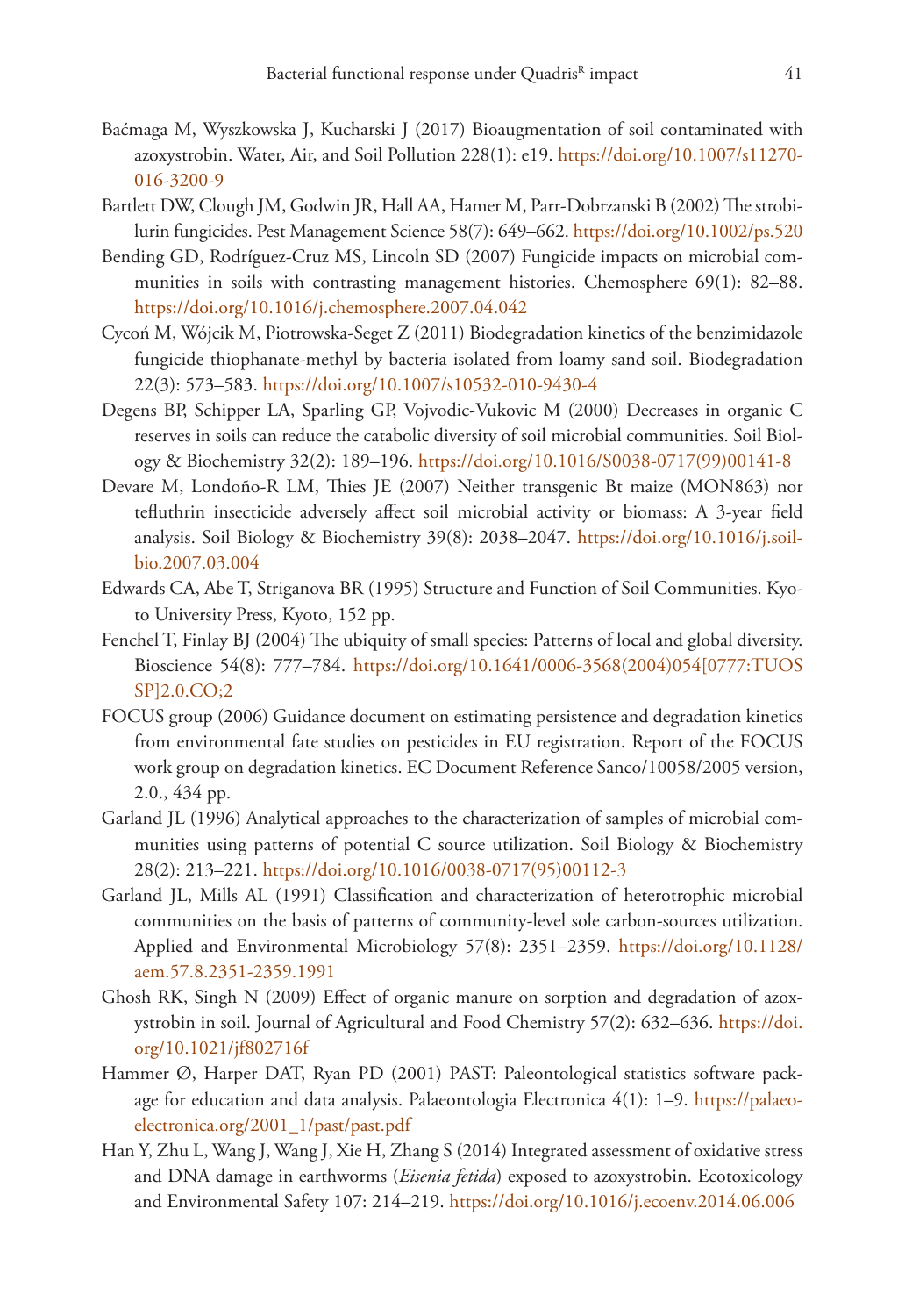Baćmaga M, Wyszkowska J, Kucharski J (2017) Bioaugmentation of soil contaminated with azoxystrobin. Water, Air, and Soil Pollution 228(1): e19. https://doi.org/10.1007/s11270-016-3200-9

Bartlett DW, Clough JM, Godwin JR, Hall AA, Hamer M, Parr-Dobrzanski B (2002) The strobilurin fungicides. Pest Management Science 58(7): 649–662. https://doi.org/10.1002/ps.520

Bending GD, Rodríguez-Cruz MS, Lincoln SD (2007) Fungicide impacts on microbial communities in soils with contrasting management histories. Chemosphere 69(1): 82–88. https://doi.org/10.1016/j.chemosphere.2007.04.042

Cycoń M, Wójcik M, Piotrowska-Seget Z (2011) Biodegradation kinetics of the benzimidazole fungicide thiophanate-methyl by bacteria isolated from loamy sand soil. Biodegradation 22(3): 573–583. https://doi.org/10.1007/s10532-010-9430-4

Degens BP, Schipper LA, Sparling GP, Vojvodic-Vukovic M (2000) Decreases in organic C reserves in soils can reduce the catabolic diversity of soil microbial communities. Soil Biology & Biochemistry 32(2): 189–196. https://doi.org/10.1016/S0038-0717(99)00141-8

Devare M, Londoño-R LM, Thies JE (2007) Neither transgenic Bt maize (MON863) nor tefluthrin insecticide adversely affect soil microbial activity or biomass: A 3-year field analysis. Soil Biology & Biochemistry 39(8): 2038–2047. https://doi.org/10.1016/j.soilbio.2007.03.004

Edwards CA, Abe T, Striganova BR (1995) Structure and Function of Soil Communities. Kyoto University Press, Kyoto, 152 pp.

Fenchel T, Finlay BJ (2004) The ubiquity of small species: Patterns of local and global diversity. Bioscience 54(8): 777–784. https://doi.org/10.1641/0006-3568(2004)054[0777:TUOSSP]2.0.CO;2

FOCUS group (2006) Guidance document on estimating persistence and degradation kinetics from environmental fate studies on pesticides in EU registration. Report of the FOCUS work group on degradation kinetics. EC Document Reference Sanco/10058/2005 version, 2.0., 434 pp.

Garland JL (1996) Analytical approaches to the characterization of samples of microbial communities using patterns of potential C source utilization. Soil Biology & Biochemistry 28(2): 213–221. https://doi.org/10.1016/0038-0717(95)00112-3

Garland JL, Mills AL (1991) Classification and characterization of heterotrophic microbial communities on the basis of patterns of community-level sole carbon-sources utilization. Applied and Environmental Microbiology 57(8): 2351–2359. https://doi.org/10.1128/aem.57.8.2351-2359.1991

Ghosh RK, Singh N (2009) Effect of organic manure on sorption and degradation of azoxystrobin in soil. Journal of Agricultural and Food Chemistry 57(2): 632–636. https://doi.org/10.1021/jf802716f

Hammer Ø, Harper DAT, Ryan PD (2001) PAST: Paleontological statistics software package for education and data analysis. Palaeontologia Electronica 4(1): 1–9. https://palaeo-electronica.org/2001_1/past/past.pdf

Han Y, Zhu L, Wang J, Wang J, Xie H, Zhang S (2014) Integrated assessment of oxidative stress and DNA damage in earthworms (*Eisenia fetida*) exposed to azoxystrobin. Ecotoxicology and Environmental Safety 107: 214–219. https://doi.org/10.1016/j.ecoenv.2014.06.006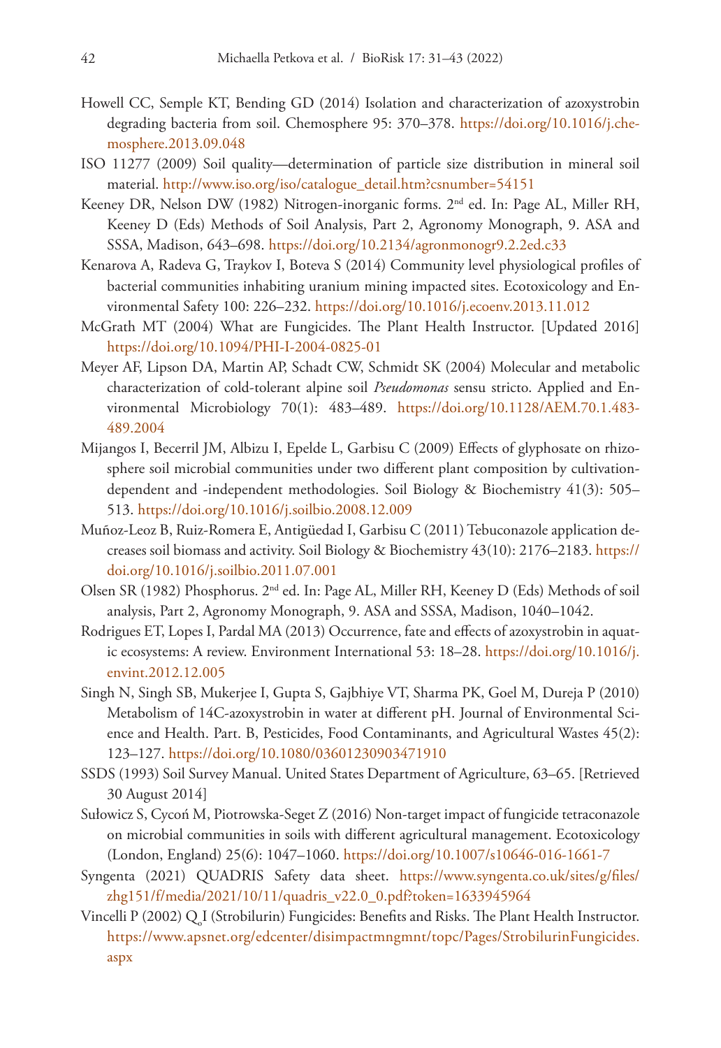Howell CC, Semple KT, Bending GD (2014) Isolation and characterization of azoxystrobin degrading bacteria from soil. Chemosphere 95: 370–378. https://doi.org/10.1016/j.chemosphere.2013.09.048

ISO 11277 (2009) Soil quality—determination of particle size distribution in mineral soil material. http://www.iso.org/iso/catalogue_detail.htm?csnumber=54151

Keeney DR, Nelson DW (1982) Nitrogen-inorganic forms. 2nd ed. In: Page AL, Miller RH, Keeney D (Eds) Methods of Soil Analysis, Part 2, Agronomy Monograph, 9. ASA and SSSA, Madison, 643–698. https://doi.org/10.2134/agronmonogr9.2.2ed.c33

Kenarova A, Radeva G, Traykov I, Boteva S (2014) Community level physiological profiles of bacterial communities inhabiting uranium mining impacted sites. Ecotoxicology and Environmental Safety 100: 226–232. https://doi.org/10.1016/j.ecoenv.2013.11.012

McGrath MT (2004) What are Fungicides. The Plant Health Instructor. [Updated 2016] https://doi.org/10.1094/PHI-I-2004-0825-01

Meyer AF, Lipson DA, Martin AP, Schadt CW, Schmidt SK (2004) Molecular and metabolic characterization of cold-tolerant alpine soil *Pseudomonas* sensu stricto. Applied and Environmental Microbiology 70(1): 483–489. https://doi.org/10.1128/AEM.70.1.483-489.2004

Mijangos I, Becerril JM, Albizu I, Epelde L, Garbisu C (2009) Effects of glyphosate on rhizosphere soil microbial communities under two different plant composition by cultivation-dependent and -independent methodologies. Soil Biology & Biochemistry 41(3): 505–513. https://doi.org/10.1016/j.soilbio.2008.12.009

Muñoz-Leoz B, Ruiz-Romera E, Antigüedad I, Garbisu C (2011) Tebuconazole application decreases soil biomass and activity. Soil Biology & Biochemistry 43(10): 2176–2183. https://doi.org/10.1016/j.soilbio.2011.07.001

Olsen SR (1982) Phosphorus. 2nd ed. In: Page AL, Miller RH, Keeney D (Eds) Methods of soil analysis, Part 2, Agronomy Monograph, 9. ASA and SSSA, Madison, 1040–1042.

Rodrigues ET, Lopes I, Pardal MA (2013) Occurrence, fate and effects of azoxystrobin in aquatic ecosystems: A review. Environment International 53: 18–28. https://doi.org/10.1016/j.envint.2012.12.005

Singh N, Singh SB, Mukerjee I, Gupta S, Gajbhiye VT, Sharma PK, Goel M, Dureja P (2010) Metabolism of 14C-azoxystrobin in water at different pH. Journal of Environmental Science and Health. Part. B, Pesticides, Food Contaminants, and Agricultural Wastes 45(2): 123–127. https://doi.org/10.1080/03601230903471910

SSDS (1993) Soil Survey Manual. United States Department of Agriculture, 63–65. [Retrieved 30 August 2014]

Sułowicz S, Cycoń M, Piotrowska-Seget Z (2016) Non-target impact of fungicide tetraconazole on microbial communities in soils with different agricultural management. Ecotoxicology (London, England) 25(6): 1047–1060. https://doi.org/10.1007/s10646-016-1661-7

Syngenta (2021) QUADRIS Safety data sheet. https://www.syngenta.co.uk/sites/g/files/zhg151/f/media/2021/10/11/quadris_v22.0_0.pdf?token=1633945964

Vincelli P (2002) $Q_o$I (Strobilurin) Fungicides: Benefits and Risks. The Plant Health Instructor. https://www.apsnet.org/edcenter/disimpactmngmnt/topc/Pages/StrobilurinFungicides.aspx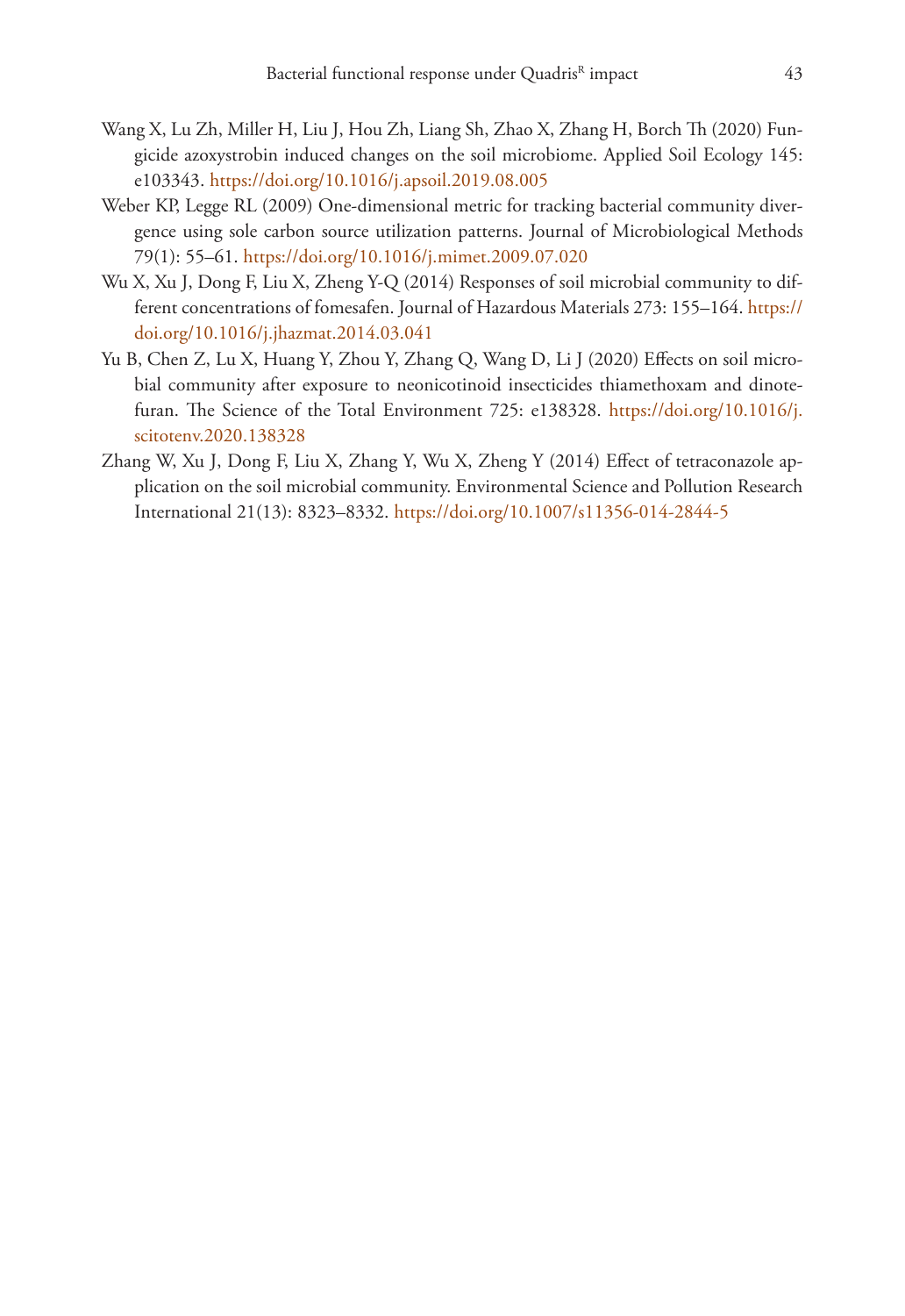Wang X, Lu Zh, Miller H, Liu J, Hou Zh, Liang Sh, Zhao X, Zhang H, Borch Th (2020) Fungicide azoxystrobin induced changes on the soil microbiome. Applied Soil Ecology 145: e103343. https://doi.org/10.1016/j.apsoil.2019.08.005

Weber KP, Legge RL (2009) One-dimensional metric for tracking bacterial community divergence using sole carbon source utilization patterns. Journal of Microbiological Methods 79(1): 55–61. https://doi.org/10.1016/j.mimet.2009.07.020

Wu X, Xu J, Dong F, Liu X, Zheng Y-Q (2014) Responses of soil microbial community to different concentrations of fomesafen. Journal of Hazardous Materials 273: 155–164. https://doi.org/10.1016/j.jhazmat.2014.03.041

Yu B, Chen Z, Lu X, Huang Y, Zhou Y, Zhang Q, Wang D, Li J (2020) Effects on soil microbial community after exposure to neonicotinoid insecticides thiamethoxam and dinotefuran. The Science of the Total Environment 725: e138328. https://doi.org/10.1016/j.scitotenv.2020.138328

Zhang W, Xu J, Dong F, Liu X, Zhang Y, Wu X, Zheng Y (2014) Effect of tetraconazole application on the soil microbial community. Environmental Science and Pollution Research International 21(13): 8323–8332. https://doi.org/10.1007/s11356-014-2844-5